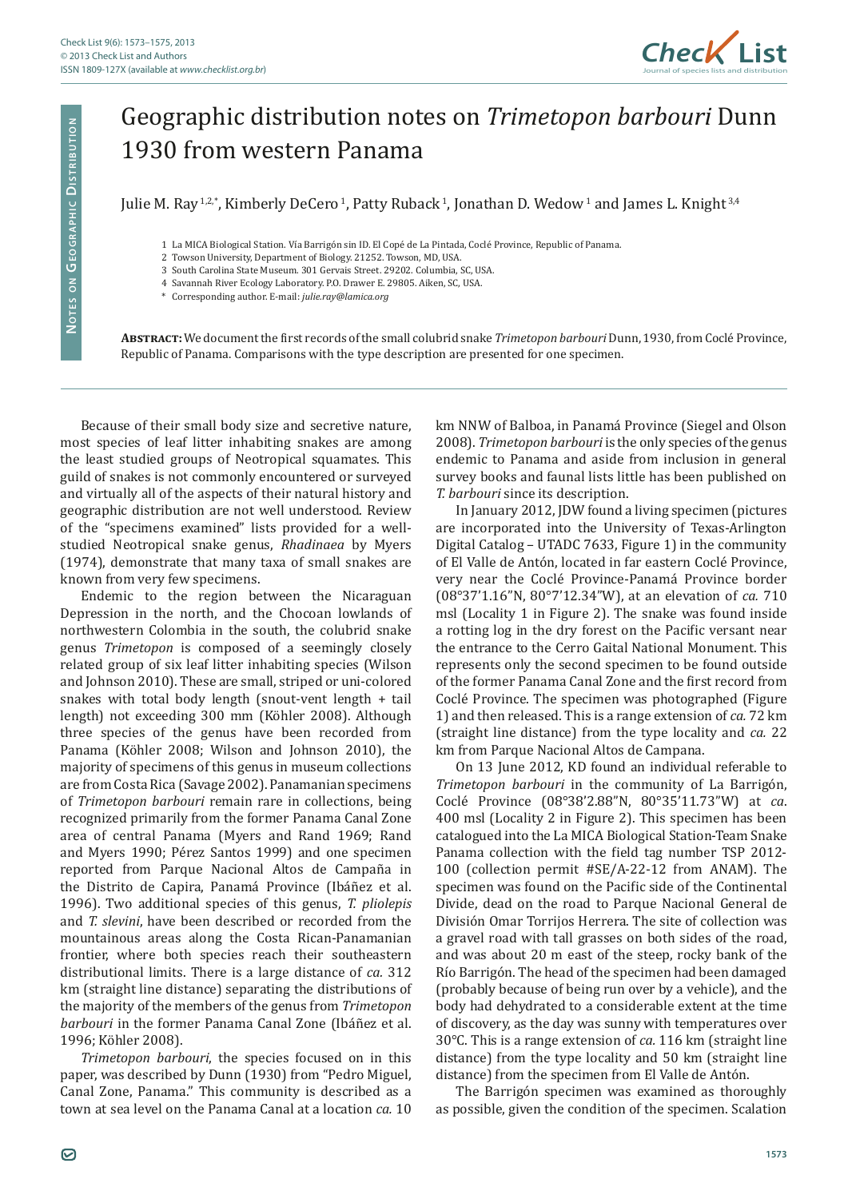# Geographic distribution notes on *Trimetopon barbouri* Dunn 1930 from western Panama

Julie M. Ray [1,2,*], Kimberly DeCero [1], Patty Ruback [1], Jonathan D. Wedow [1] and James L. Knight [3,4]

1 La MICA Biological Station. Vía Barrigón sin ID. El Copé de La Pintada, Coclé Province, Republic of Panama.
2 Towson University, Department of Biology. 21252. Towson, MD, USA.
3 South Carolina State Museum. 301 Gervais Street. 29202. Columbia, SC, USA.
4 Savannah River Ecology Laboratory. P.O. Drawer E. 29805. Aiken, SC, USA.
* Corresponding author. E-mail: *julie.ray@lamica.org*

**Abstract:** We document the first records of the small colubrid snake *Trimetopon barbouri* Dunn, 1930, from Coclé Province, Republic of Panama. Comparisons with the type description are presented for one specimen.

Because of their small body size and secretive nature, most species of leaf litter inhabiting snakes are among the least studied groups of Neotropical squamates. This guild of snakes is not commonly encountered or surveyed and virtually all of the aspects of their natural history and geographic distribution are not well understood. Review of the "specimens examined" lists provided for a well-studied Neotropical snake genus, *Rhadinaea* by Myers (1974), demonstrate that many taxa of small snakes are known from very few specimens.

Endemic to the region between the Nicaraguan Depression in the north, and the Chocoan lowlands of northwestern Colombia in the south, the colubrid snake genus *Trimetopon* is composed of a seemingly closely related group of six leaf litter inhabiting species (Wilson and Johnson 2010). These are small, striped or uni-colored snakes with total body length (snout-vent length + tail length) not exceeding 300 mm (Köhler 2008). Although three species of the genus have been recorded from Panama (Köhler 2008; Wilson and Johnson 2010), the majority of specimens of this genus in museum collections are from Costa Rica (Savage 2002). Panamanian specimens of *Trimetopon barbouri* remain rare in collections, being recognized primarily from the former Panama Canal Zone area of central Panama (Myers and Rand 1969; Rand and Myers 1990; Pérez Santos 1999) and one specimen reported from Parque Nacional Altos de Campaña in the Distrito de Capira, Panamá Province (Ibáñez et al. 1996). Two additional species of this genus, *T. pliolepis* and *T. slevini*, have been described or recorded from the mountainous areas along the Costa Rican-Panamanian frontier, where both species reach their southeastern distributional limits. There is a large distance of *ca.* 312 km (straight line distance) separating the distributions of the majority of the members of the genus from *Trimetopon barbouri* in the former Panama Canal Zone (Ibáñez et al. 1996; Köhler 2008).

*Trimetopon barbouri*, the species focused on in this paper, was described by Dunn (1930) from "Pedro Miguel, Canal Zone, Panama." This community is described as a town at sea level on the Panama Canal at a location *ca.* 10 km NNW of Balboa, in Panamá Province (Siegel and Olson 2008). *Trimetopon barbouri* is the only species of the genus endemic to Panama and aside from inclusion in general survey books and faunal lists little has been published on *T. barbouri* since its description.

In January 2012, JDW found a living specimen (pictures are incorporated into the University of Texas-Arlington Digital Catalog – UTADC 7633, Figure 1) in the community of El Valle de Antón, located in far eastern Coclé Province, very near the Coclé Province-Panamá Province border (08°37'1.16"N, 80°7'12.34"W), at an elevation of *ca.* 710 msl (Locality 1 in Figure 2). The snake was found inside a rotting log in the dry forest on the Pacific versant near the entrance to the Cerro Gaital National Monument. This represents only the second specimen to be found outside of the former Panama Canal Zone and the first record from Coclé Province. The specimen was photographed (Figure 1) and then released. This is a range extension of *ca.* 72 km (straight line distance) from the type locality and *ca.* 22 km from Parque Nacional Altos de Campana.

On 13 June 2012, KD found an individual referable to *Trimetopon barbouri* in the community of La Barrigón, Coclé Province (08°38'2.88"N, 80°35'11.73"W) at *ca.* 400 msl (Locality 2 in Figure 2). This specimen has been catalogued into the La MICA Biological Station-Team Snake Panama collection with the field tag number TSP 2012-100 (collection permit #SE/A-22-12 from ANAM). The specimen was found on the Pacific side of the Continental Divide, dead on the road to Parque Nacional General de División Omar Torrijos Herrera. The site of collection was a gravel road with tall grasses on both sides of the road, and was about 20 m east of the steep, rocky bank of the Río Barrigón. The head of the specimen had been damaged (probably because of being run over by a vehicle), and the body had dehydrated to a considerable extent at the time of discovery, as the day was sunny with temperatures over 30°C. This is a range extension of *ca.* 116 km (straight line distance) from the type locality and 50 km (straight line distance) from the specimen from El Valle de Antón.

The Barrigón specimen was examined as thoroughly as possible, given the condition of the specimen. Scalation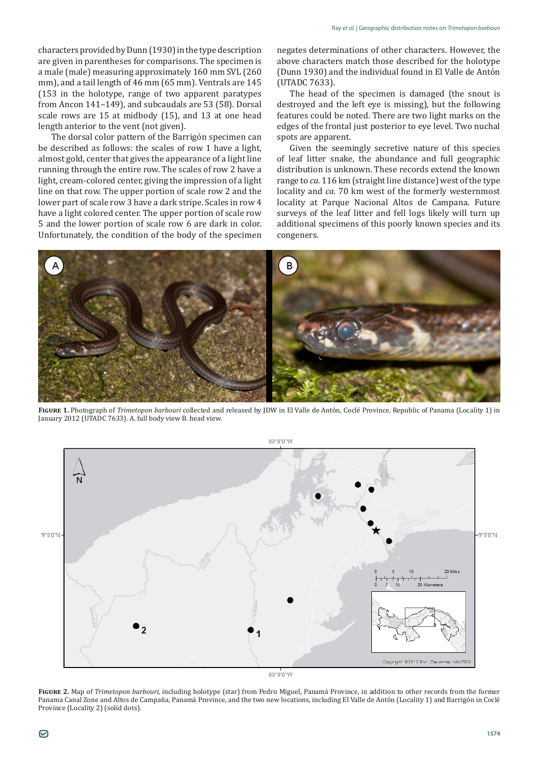characters provided by Dunn (1930) in the type description are given in parentheses for comparisons. The specimen is a male (male) measuring approximately 160 mm SVL (260 mm), and a tail length of 46 mm (65 mm). Ventrals are 145 (153 in the holotype, range of two apparent paratypes from Ancon 141–149), and subcaudals are 53 (58). Dorsal scale rows are 15 at midbody (15), and 13 at one head length anterior to the vent (not given).

The dorsal color pattern of the Barrigón specimen can be described as follows: the scales of row 1 have a light, almost gold, center that gives the appearance of a light line running through the entire row. The scales of row 2 have a light, cream-colored center, giving the impression of a light line on that row. The upper portion of scale row 2 and the lower part of scale row 3 have a dark stripe. Scales in row 4 have a light colored center. The upper portion of scale row 5 and the lower portion of scale row 6 are dark in color. Unfortunately, the condition of the body of the specimen negates determinations of other characters. However, the above characters match those described for the holotype (Dunn 1930) and the individual found in El Valle de Antón (UTADC 7633).

The head of the specimen is damaged (the snout is destroyed and the left eye is missing), but the following features could be noted. There are two light marks on the edges of the frontal just posterior to eye level. Two nuchal spots are apparent.

Given the seemingly secretive nature of this species of leaf litter snake, the abundance and full geographic distribution is unknown. These records extend the known range to *ca.* 116 km (straight line distance) west of the type locality and *ca.* 70 km west of the formerly westernmost locality at Parque Nacional Altos de Campana. Future surveys of the leaf litter and fell logs likely will turn up additional specimens of this poorly known species and its congeners.

**Figure 1.** Photograph of *Trimetopon barbouri* collected and released by JDW in El Valle de Antón, Coclé Province, Republic of Panama (Locality 1) in January 2012 (UTADC 7633). A. full body view B. head view.

**Figure 2.** Map of *Trimetopon barbouri*, including holotype (star) from Pedro Miguel, Panamá Province, in addition to other records from the former Panama Canal Zone and Altos de Campaña, Panamá Province, and the two new locations, including El Valle de Antón (Locality 1) and Barrigón in Coclé Province (Locality 2) (solid dots).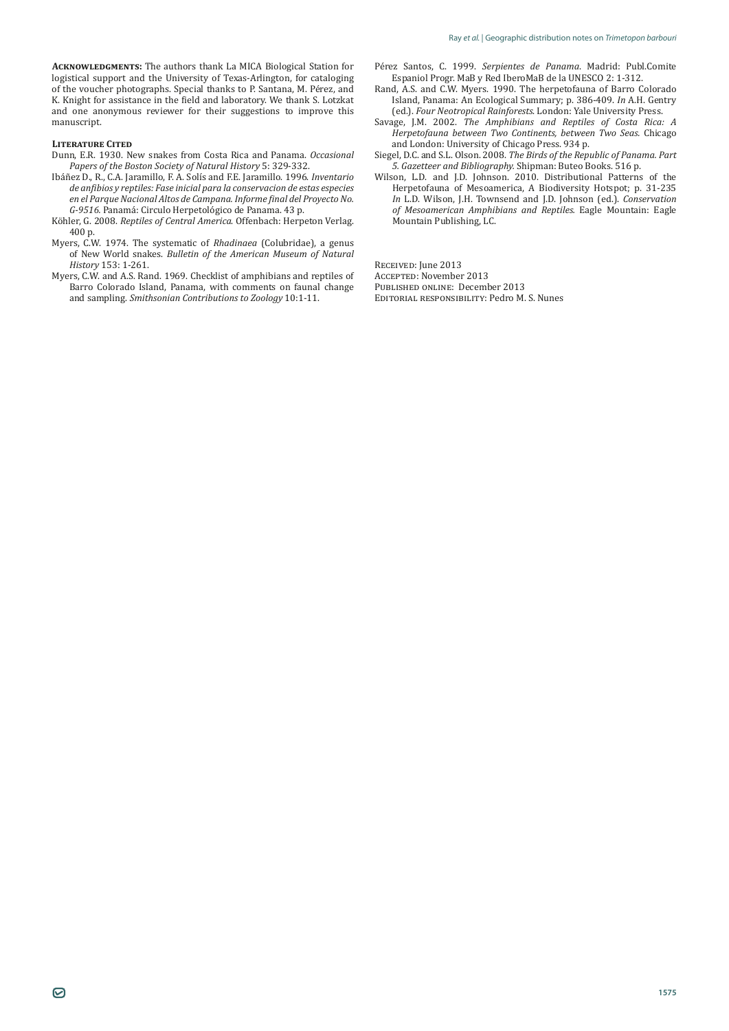**Acknowledgments:** The authors thank La MICA Biological Station for logistical support and the University of Texas-Arlington, for cataloging of the voucher photographs. Special thanks to P. Santana, M. Pérez, and K. Knight for assistance in the field and laboratory. We thank S. Lotzkat and one anonymous reviewer for their suggestions to improve this manuscript.

## Literature Cited

Dunn, E.R. 1930. New snakes from Costa Rica and Panama. *Occasional Papers of the Boston Society of Natural History* 5: 329-332.

Ibáñez D., R., C.A. Jaramillo, F. A. Solís and F.E. Jaramillo. 1996. *Inventario de anfibios y reptiles: Fase inicial para la conservacion de estas especies en el Parque Nacional Altos de Campana. Informe final del Proyecto No. G-9516.* Panamá: Circulo Herpetológico de Panama. 43 p.

Köhler, G. 2008. *Reptiles of Central America.* Offenbach: Herpeton Verlag. 400 p.

Myers, C.W. 1974. The systematic of *Rhadinaea* (Colubridae), a genus of New World snakes. *Bulletin of the American Museum of Natural History* 153: 1-261.

Myers, C.W. and A.S. Rand. 1969. Checklist of amphibians and reptiles of Barro Colorado Island, Panama, with comments on faunal change and sampling. *Smithsonian Contributions to Zoology* 10:1-11.

Pérez Santos, C. 1999. *Serpientes de Panama*. Madrid: Publ.Comite Espaniol Progr. MaB y Red IberoMaB de la UNESCO 2: 1-312.

Rand, A.S. and C.W. Myers. 1990. The herpetofauna of Barro Colorado Island, Panama: An Ecological Summary; p. 386-409. *In* A.H. Gentry (ed.). *Four Neotropical Rainforests.* London: Yale University Press.

Savage, J.M. 2002. *The Amphibians and Reptiles of Costa Rica: A Herpetofauna between Two Continents, between Two Seas.* Chicago and London: University of Chicago Press. 934 p.

Siegel, D.C. and S.L. Olson. 2008. *The Birds of the Republic of Panama. Part 5. Gazetteer and Bibliography.* Shipman: Buteo Books. 516 p.

Wilson, L.D. and J.D. Johnson. 2010. Distributional Patterns of the Herpetofauna of Mesoamerica, A Biodiversity Hotspot; p. 31-235 *In* L.D. Wilson, J.H. Townsend and J.D. Johnson (ed.). *Conservation of Mesoamerican Amphibians and Reptiles.* Eagle Mountain: Eagle Mountain Publishing, LC.

Received: June 2013
Accepted: November 2013
Published online: December 2013
Editorial responsibility: Pedro M. S. Nunes